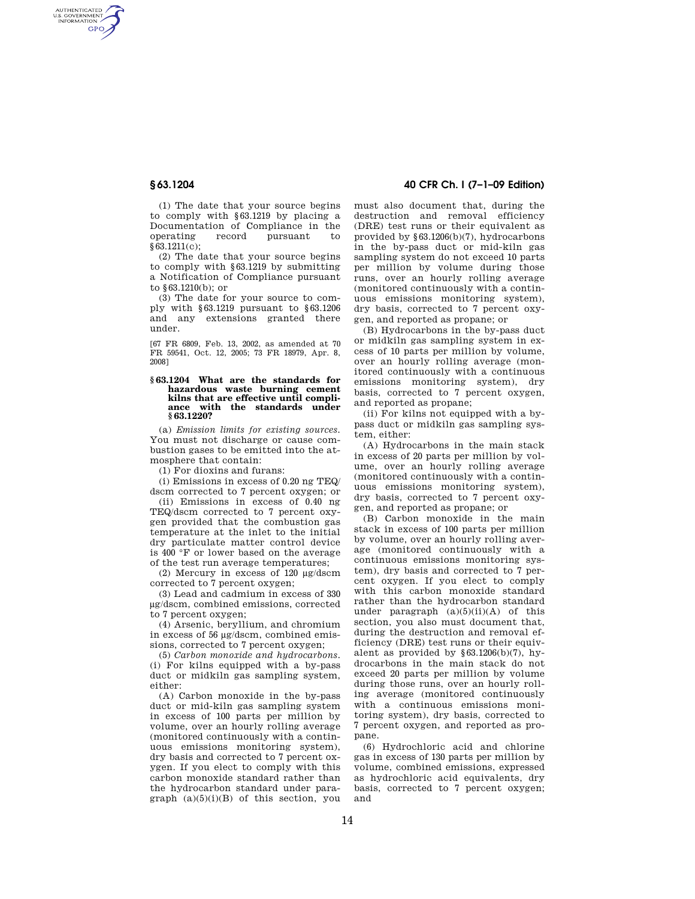(1) The date that your source begins to comply with §63.1219 by placing a Documentation of Compliance in the operating record pursuant to §63.1211(c);

(2) The date that your source begins to comply with §63.1219 by submitting a Notification of Compliance pursuant to §63.1210(b); or

(3) The date for your source to comply with §63.1219 pursuant to §63.1206 and any extensions granted there under.

[67 FR 6809, Feb. 13, 2002, as amended at 70 FR 59541, Oct. 12, 2005; 73 FR 18979, Apr. 8, 2008]

### §63.1204 What are the standards for hazardous waste burning cement kilns that are effective until compliance with the standards under §63.1220?

(a) *Emission limits for existing sources.* You must not discharge or cause combustion gases to be emitted into the atmosphere that contain:

(1) For dioxins and furans:

(i) Emissions in excess of 0.20 ng TEQ/dscm corrected to 7 percent oxygen; or

(ii) Emissions in excess of 0.40 ng TEQ/dscm corrected to 7 percent oxygen provided that the combustion gas temperature at the inlet to the initial dry particulate matter control device is 400 °F or lower based on the average of the test run average temperatures;

(2) Mercury in excess of 120 µg/dscm corrected to 7 percent oxygen;

(3) Lead and cadmium in excess of 330 µg/dscm, combined emissions, corrected to 7 percent oxygen;

(4) Arsenic, beryllium, and chromium in excess of 56 µg/dscm, combined emissions, corrected to 7 percent oxygen;

(5) *Carbon monoxide and hydrocarbons.* (i) For kilns equipped with a by-pass duct or midkiln gas sampling system, either:

(A) Carbon monoxide in the by-pass duct or mid-kiln gas sampling system in excess of 100 parts per million by volume, over an hourly rolling average (monitored continuously with a continuous emissions monitoring system), dry basis and corrected to 7 percent oxygen. If you elect to comply with this carbon monoxide standard rather than the hydrocarbon standard under paragraph (a)(5)(i)(B) of this section, you must also document that, during the destruction and removal efficiency (DRE) test runs or their equivalent as provided by §63.1206(b)(7), hydrocarbons in the by-pass duct or mid-kiln gas sampling system do not exceed 10 parts per million by volume during those runs, over an hourly rolling average (monitored continuously with a continuous emissions monitoring system), dry basis, corrected to 7 percent oxygen, and reported as propane; or

(B) Hydrocarbons in the by-pass duct or midkiln gas sampling system in excess of 10 parts per million by volume, over an hourly rolling average (monitored continuously with a continuous emissions monitoring system), dry basis, corrected to 7 percent oxygen, and reported as propane;

(ii) For kilns not equipped with a by-pass duct or midkiln gas sampling system, either:

(A) Hydrocarbons in the main stack in excess of 20 parts per million by volume, over an hourly rolling average (monitored continuously with a continuous emissions monitoring system), dry basis, corrected to 7 percent oxygen, and reported as propane; or

(B) Carbon monoxide in the main stack in excess of 100 parts per million by volume, over an hourly rolling average (monitored continuously with a continuous emissions monitoring system), dry basis and corrected to 7 percent oxygen. If you elect to comply with this carbon monoxide standard rather than the hydrocarbon standard under paragraph (a)(5)(ii)(A) of this section, you also must document that, during the destruction and removal efficiency (DRE) test runs or their equivalent as provided by §63.1206(b)(7), hydrocarbons in the main stack do not exceed 20 parts per million by volume during those runs, over an hourly rolling average (monitored continuously with a continuous emissions monitoring system), dry basis, corrected to 7 percent oxygen, and reported as propane.

(6) Hydrochloric acid and chlorine gas in excess of 130 parts per million by volume, combined emissions, expressed as hydrochloric acid equivalents, dry basis, corrected to 7 percent oxygen; and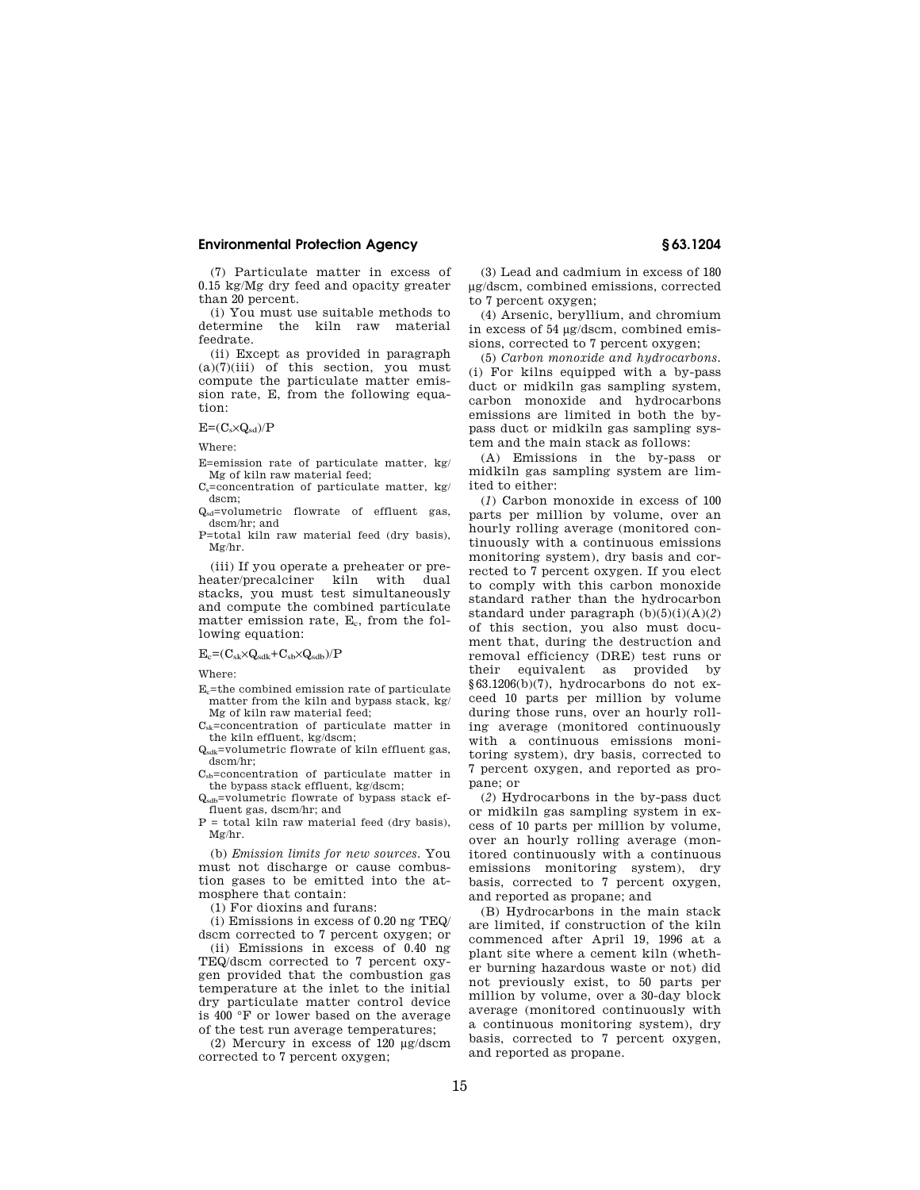(7) Particulate matter in excess of 0.15 kg/Mg dry feed and opacity greater than 20 percent.

(i) You must use suitable methods to determine the kiln raw material feedrate.

(ii) Except as provided in paragraph (a)(7)(iii) of this section, you must compute the particulate matter emission rate, E, from the following equation:

$$E=(C_s \times Q_{sd})/P$$

Where:

E=emission rate of particulate matter, kg/Mg of kiln raw material feed;
$C_s$=concentration of particulate matter, kg/dscm;
$Q_{sd}$=volumetric flowrate of effluent gas, dscm/hr; and
P=total kiln raw material feed (dry basis), Mg/hr.

(iii) If you operate a preheater or preheater/precalciner kiln with dual stacks, you must test simultaneously and compute the combined particulate matter emission rate, $E_c$, from the following equation:

$$E_c=(C_{sk} \times Q_{sdk}+C_{sb} \times Q_{sdb})/P$$

Where:

$E_c$=the combined emission rate of particulate matter from the kiln and bypass stack, kg/Mg of kiln raw material feed;
$C_{sk}$=concentration of particulate matter in the kiln effluent, kg/dscm;
$Q_{sdk}$=volumetric flowrate of kiln effluent gas, dscm/hr;
$C_{sb}$=concentration of particulate matter in the bypass stack effluent, kg/dscm;
$Q_{sdb}$=volumetric flowrate of bypass stack effluent gas, dscm/hr; and
P = total kiln raw material feed (dry basis), Mg/hr.

(b) *Emission limits for new sources.* You must not discharge or cause combustion gases to be emitted into the atmosphere that contain:

(1) For dioxins and furans:

(i) Emissions in excess of 0.20 ng TEQ/dscm corrected to 7 percent oxygen; or

(ii) Emissions in excess of 0.40 ng TEQ/dscm corrected to 7 percent oxygen provided that the combustion gas temperature at the inlet to the initial dry particulate matter control device is 400 °F or lower based on the average of the test run average temperatures;

(2) Mercury in excess of 120 µg/dscm corrected to 7 percent oxygen;

(3) Lead and cadmium in excess of 180 µg/dscm, combined emissions, corrected to 7 percent oxygen;

(4) Arsenic, beryllium, and chromium in excess of 54 µg/dscm, combined emissions, corrected to 7 percent oxygen;

(5) *Carbon monoxide and hydrocarbons.* (i) For kilns equipped with a by-pass duct or midkiln gas sampling system, carbon monoxide and hydrocarbons emissions are limited in both the by-pass duct or midkiln gas sampling system and the main stack as follows:

(A) Emissions in the by-pass or midkiln gas sampling system are limited to either:

(*1*) Carbon monoxide in excess of 100 parts per million by volume, over an hourly rolling average (monitored continuously with a continuous emissions monitoring system), dry basis and corrected to 7 percent oxygen. If you elect to comply with this carbon monoxide standard rather than the hydrocarbon standard under paragraph (b)(5)(i)(A)(*2*) of this section, you also must document that, during the destruction and removal efficiency (DRE) test runs or their equivalent as provided by §63.1206(b)(7), hydrocarbons do not exceed 10 parts per million by volume during those runs, over an hourly rolling average (monitored continuously with a continuous emissions monitoring system), dry basis, corrected to 7 percent oxygen, and reported as propane; or

(*2*) Hydrocarbons in the by-pass duct or midkiln gas sampling system in excess of 10 parts per million by volume, over an hourly rolling average (monitored continuously with a continuous emissions monitoring system), dry basis, corrected to 7 percent oxygen, and reported as propane; and

(B) Hydrocarbons in the main stack are limited, if construction of the kiln commenced after April 19, 1996 at a plant site where a cement kiln (whether burning hazardous waste or not) did not previously exist, to 50 parts per million by volume, over a 30-day block average (monitored continuously with a continuous monitoring system), dry basis, corrected to 7 percent oxygen, and reported as propane.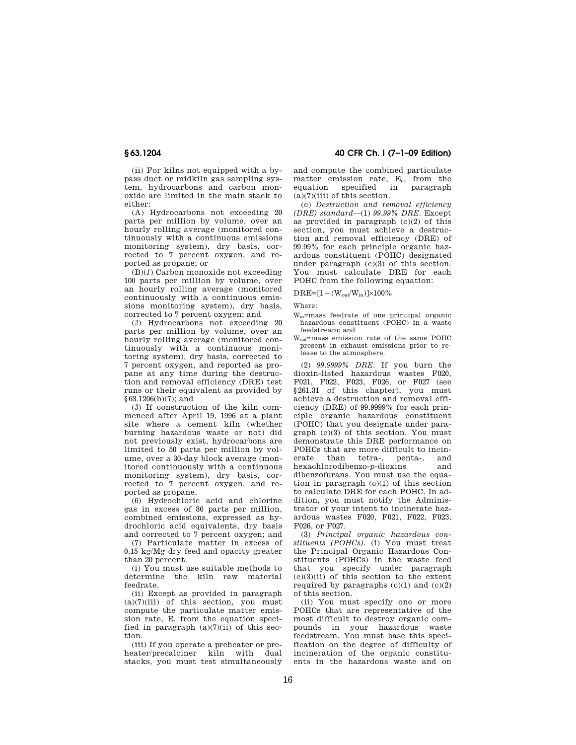(ii) For kilns not equipped with a bypass duct or midkiln gas sampling system, hydrocarbons and carbon monoxide are limited in the main stack to either:

(A) Hydrocarbons not exceeding 20 parts per million by volume, over an hourly rolling average (monitored continuously with a continuous emissions monitoring system), dry basis, corrected to 7 percent oxygen, and reported as propane; or

(B)(*1*) Carbon monoxide not exceeding 100 parts per million by volume, over an hourly rolling average (monitored continuously with a continuous emissions monitoring system), dry basis, corrected to 7 percent oxygen; and

(*2*) Hydrocarbons not exceeding 20 parts per million by volume, over an hourly rolling average (monitored continuously with a continuous monitoring system), dry basis, corrected to 7 percent oxygen, and reported as propane at any time during the destruction and removal efficiency (DRE) test runs or their equivalent as provided by §63.1206(b)(7); and

(*3*) If construction of the kiln commenced after April 19, 1996 at a plant site where a cement kiln (whether burning hazardous waste or not) did not previously exist, hydrocarbons are limited to 50 parts per million by volume, over a 30-day block average (monitored continuously with a continuous monitoring system), dry basis, corrected to 7 percent oxygen, and reported as propane.

(6) Hydrochloric acid and chlorine gas in excess of 86 parts per million, combined emissions, expressed as hydrochloric acid equivalents, dry basis and corrected to 7 percent oxygen; and

(7) Particulate matter in excess of 0.15 kg/Mg dry feed and opacity greater than 20 percent.

(i) You must use suitable methods to determine the kiln raw material feedrate.

(ii) Except as provided in paragraph (a)(7)(iii) of this section, you must compute the particulate matter emission rate, E, from the equation specified in paragraph (a)(7)(ii) of this section.

(iii) If you operate a preheater or preheater/precalciner kiln with dual stacks, you must test simultaneously and compute the combined particulate matter emission rate, $E_c$, from the equation specified in paragraph (a)(7)(iii) of this section.

(c) *Destruction and removal efficiency (DRE) standard*—(1) *99.99% DRE*. Except as provided in paragraph (c)(2) of this section, you must achieve a destruction and removal efficiency (DRE) of 99.99% for each principle organic hazardous constituent (POHC) designated under paragraph (c)(3) of this section. You must calculate DRE for each POHC from the following equation:

$$DRE=[1-(W_{out}/W_{in})]\times100\%$$

Where:

$W_{in}$=mass feedrate of one principal organic hazardous constituent (POHC) in a waste feedstream; and

$W_{out}$=mass emission rate of the same POHC present in exhaust emissions prior to release to the atmosphere.

(2) *99.9999% DRE*. If you burn the dioxin-listed hazardous wastes F020, F021, F022, F023, F026, or F027 (see §261.31 of this chapter), you must achieve a destruction and removal efficiency (DRE) of 99.9999% for each principle organic hazardous constituent (POHC) that you designate under paragraph (c)(3) of this section. You must demonstrate this DRE performance on POHCs that are more difficult to incinerate than tetra-, penta-, and hexachlorodibenzo-*p*-dioxins and dibenzofurans. You must use the equation in paragraph (c)(1) of this section to calculate DRE for each POHC. In addition, you must notify the Administrator of your intent to incinerate hazardous wastes F020, F021, F022, F023, F026, or F027.

(3) *Principal organic hazardous constituents (POHCs)*. (i) You must treat the Principal Organic Hazardous Constituents (POHCs) in the waste feed that you specify under paragraph (c)(3)(ii) of this section to the extent required by paragraphs (c)(1) and (c)(2) of this section.

(ii) You must specify one or more POHCs that are representative of the most difficult to destroy organic compounds in your hazardous waste feedstream. You must base this specification on the degree of difficulty of incineration of the organic constituents in the hazardous waste and on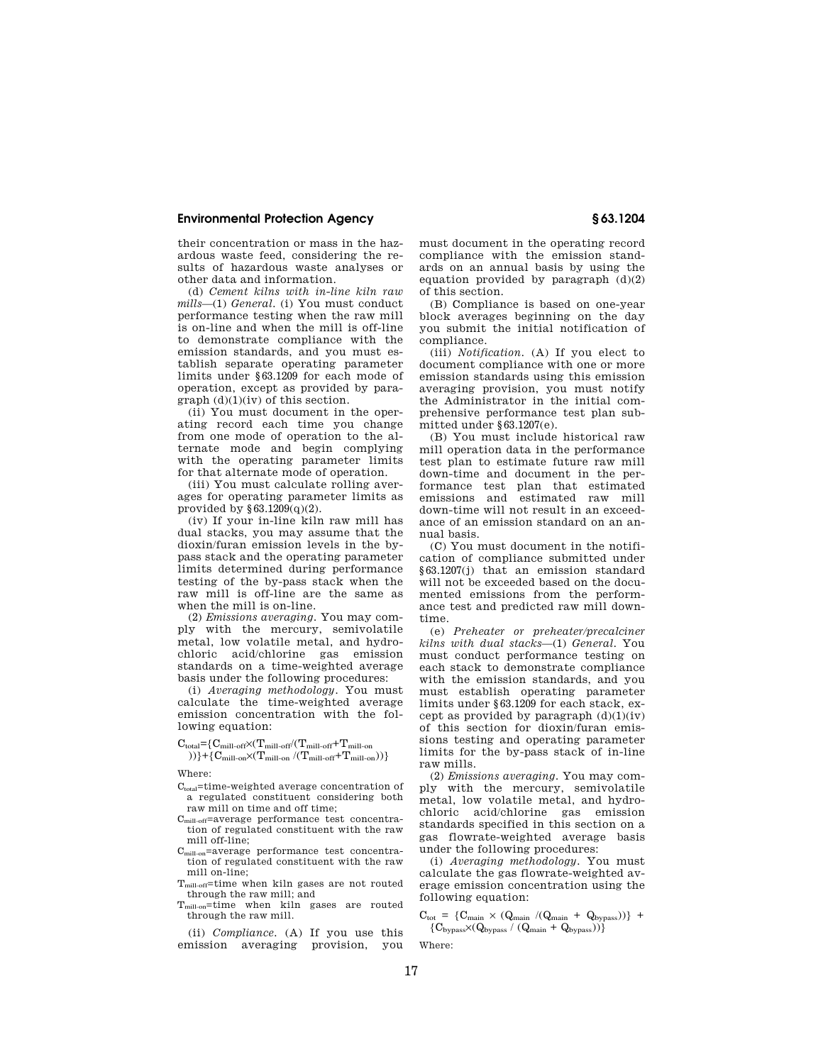their concentration or mass in the hazardous waste feed, considering the results of hazardous waste analyses or other data and information.

(d) *Cement kilns with in-line kiln raw mills*—(1) *General*. (i) You must conduct performance testing when the raw mill is on-line and when the mill is off-line to demonstrate compliance with the emission standards, and you must establish separate operating parameter limits under §63.1209 for each mode of operation, except as provided by paragraph (d)(1)(iv) of this section.

(ii) You must document in the operating record each time you change from one mode of operation to the alternate mode and begin complying with the operating parameter limits for that alternate mode of operation.

(iii) You must calculate rolling averages for operating parameter limits as provided by §63.1209(q)(2).

(iv) If your in-line kiln raw mill has dual stacks, you may assume that the dioxin/furan emission levels in the bypass stack and the operating parameter limits determined during performance testing of the by-pass stack when the raw mill is off-line are the same as when the mill is on-line.

(2) *Emissions averaging*. You may comply with the mercury, semivolatile metal, low volatile metal, and hydrochloric acid/chlorine gas emission standards on a time-weighted average basis under the following procedures:

(i) *Averaging methodology*. You must calculate the time-weighted average emission concentration with the following equation:

$$C_{total}=\{C_{mill\text{-}off}\times(T_{mill\text{-}off}/(T_{mill\text{-}off}+T_{mill\text{-}on}))\}+\{C_{mill\text{-}on}\times(T_{mill\text{-}on}/(T_{mill\text{-}off}+T_{mill\text{-}on}))\}$$

Where:

$C_{total}$=time-weighted average concentration of a regulated constituent considering both raw mill on time and off time;

$C_{mill\text{-}off}$=average performance test concentration of regulated constituent with the raw mill off-line;

$C_{mill\text{-}on}$=average performance test concentration of regulated constituent with the raw mill on-line;

$T_{mill\text{-}off}$=time when kiln gases are not routed through the raw mill; and

$T_{mill\text{-}on}$=time when kiln gases are routed through the raw mill.

(ii) *Compliance*. (A) If you use this emission averaging provision, you must document in the operating record compliance with the emission standards on an annual basis by using the equation provided by paragraph (d)(2) of this section.

(B) Compliance is based on one-year block averages beginning on the day you submit the initial notification of compliance.

(iii) *Notification*. (A) If you elect to document compliance with one or more emission standards using this emission averaging provision, you must notify the Administrator in the initial comprehensive performance test plan submitted under §63.1207(e).

(B) You must include historical raw mill operation data in the performance test plan to estimate future raw mill down-time and document in the performance test plan that estimated emissions and estimated raw mill down-time will not result in an exceedance of an emission standard on an annual basis.

(C) You must document in the notification of compliance submitted under §63.1207(j) that an emission standard will not be exceeded based on the documented emissions from the performance test and predicted raw mill downtime.

(e) *Preheater or preheater/precalciner kilns with dual stacks*—(1) *General*. You must conduct performance testing on each stack to demonstrate compliance with the emission standards, and you must establish operating parameter limits under §63.1209 for each stack, except as provided by paragraph (d)(1)(iv) of this section for dioxin/furan emissions testing and operating parameter limits for the by-pass stack of in-line raw mills.

(2) *Emissions averaging*. You may comply with the mercury, semivolatile metal, low volatile metal, and hydrochloric acid/chlorine gas emission standards specified in this section on a gas flowrate-weighted average basis under the following procedures:

(i) *Averaging methodology*. You must calculate the gas flowrate-weighted average emission concentration using the following equation:

$$C_{tot} = \{C_{main} \times (Q_{main} /(Q_{main} + Q_{bypass}))\} + \{C_{bypass}\times(Q_{bypass} / (Q_{main} + Q_{bypass}))\}$$

Where: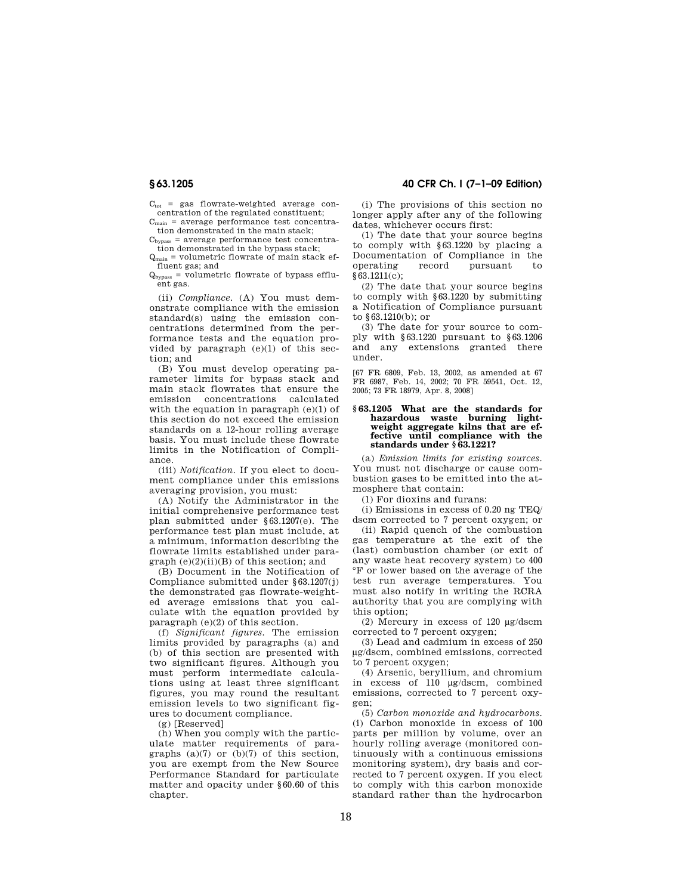$C_{tot}$ = gas flowrate-weighted average concentration of the regulated constituent;

$C_{main}$ = average performance test concentration demonstrated in the main stack;

$C_{bypass}$ = average performance test concentration demonstrated in the bypass stack;

$Q_{main}$ = volumetric flowrate of main stack effluent gas; and

$Q_{bypass}$ = volumetric flowrate of bypass effluent gas.

(ii) *Compliance.* (A) You must demonstrate compliance with the emission standard(s) using the emission concentrations determined from the performance tests and the equation provided by paragraph (e)(1) of this section; and

(B) You must develop operating parameter limits for bypass stack and main stack flowrates that ensure the emission concentrations calculated with the equation in paragraph (e)(1) of this section do not exceed the emission standards on a 12-hour rolling average basis. You must include these flowrate limits in the Notification of Compliance.

(iii) *Notification.* If you elect to document compliance under this emissions averaging provision, you must:

(A) Notify the Administrator in the initial comprehensive performance test plan submitted under §63.1207(e). The performance test plan must include, at a minimum, information describing the flowrate limits established under paragraph (e)(2)(ii)(B) of this section; and

(B) Document in the Notification of Compliance submitted under §63.1207(j) the demonstrated gas flowrate-weighted average emissions that you calculate with the equation provided by paragraph (e)(2) of this section.

(f) *Significant figures.* The emission limits provided by paragraphs (a) and (b) of this section are presented with two significant figures. Although you must perform intermediate calculations using at least three significant figures, you may round the resultant emission levels to two significant figures to document compliance.

(g) [Reserved]

(h) When you comply with the particulate matter requirements of paragraphs (a)(7) or (b)(7) of this section, you are exempt from the New Source Performance Standard for particulate matter and opacity under §60.60 of this chapter.

(i) The provisions of this section no longer apply after any of the following dates, whichever occurs first:

(1) The date that your source begins to comply with §63.1220 by placing a Documentation of Compliance in the operating record pursuant to §63.1211(c);

(2) The date that your source begins to comply with §63.1220 by submitting a Notification of Compliance pursuant to §63.1210(b); or

(3) The date for your source to comply with §63.1220 pursuant to §63.1206 and any extensions granted there under.

[67 FR 6809, Feb. 13, 2002, as amended at 67 FR 6987, Feb. 14, 2002; 70 FR 59541, Oct. 12, 2005; 73 FR 18979, Apr. 8, 2008]

### §63.1205 What are the standards for hazardous waste burning lightweight aggregate kilns that are effective until compliance with the standards under §63.1221?

(a) *Emission limits for existing sources.* You must not discharge or cause combustion gases to be emitted into the atmosphere that contain:

(1) For dioxins and furans:

(i) Emissions in excess of 0.20 ng TEQ/dscm corrected to 7 percent oxygen; or

(ii) Rapid quench of the combustion gas temperature at the exit of the (last) combustion chamber (or exit of any waste heat recovery system) to 400 °F or lower based on the average of the test run average temperatures. You must also notify in writing the RCRA authority that you are complying with this option;

(2) Mercury in excess of 120 µg/dscm corrected to 7 percent oxygen;

(3) Lead and cadmium in excess of 250 µg/dscm, combined emissions, corrected to 7 percent oxygen;

(4) Arsenic, beryllium, and chromium in excess of 110 µg/dscm, combined emissions, corrected to 7 percent oxygen;

(5) *Carbon monoxide and hydrocarbons.* (i) Carbon monoxide in excess of 100 parts per million by volume, over an hourly rolling average (monitored continuously with a continuous emissions monitoring system), dry basis and corrected to 7 percent oxygen. If you elect to comply with this carbon monoxide standard rather than the hydrocarbon